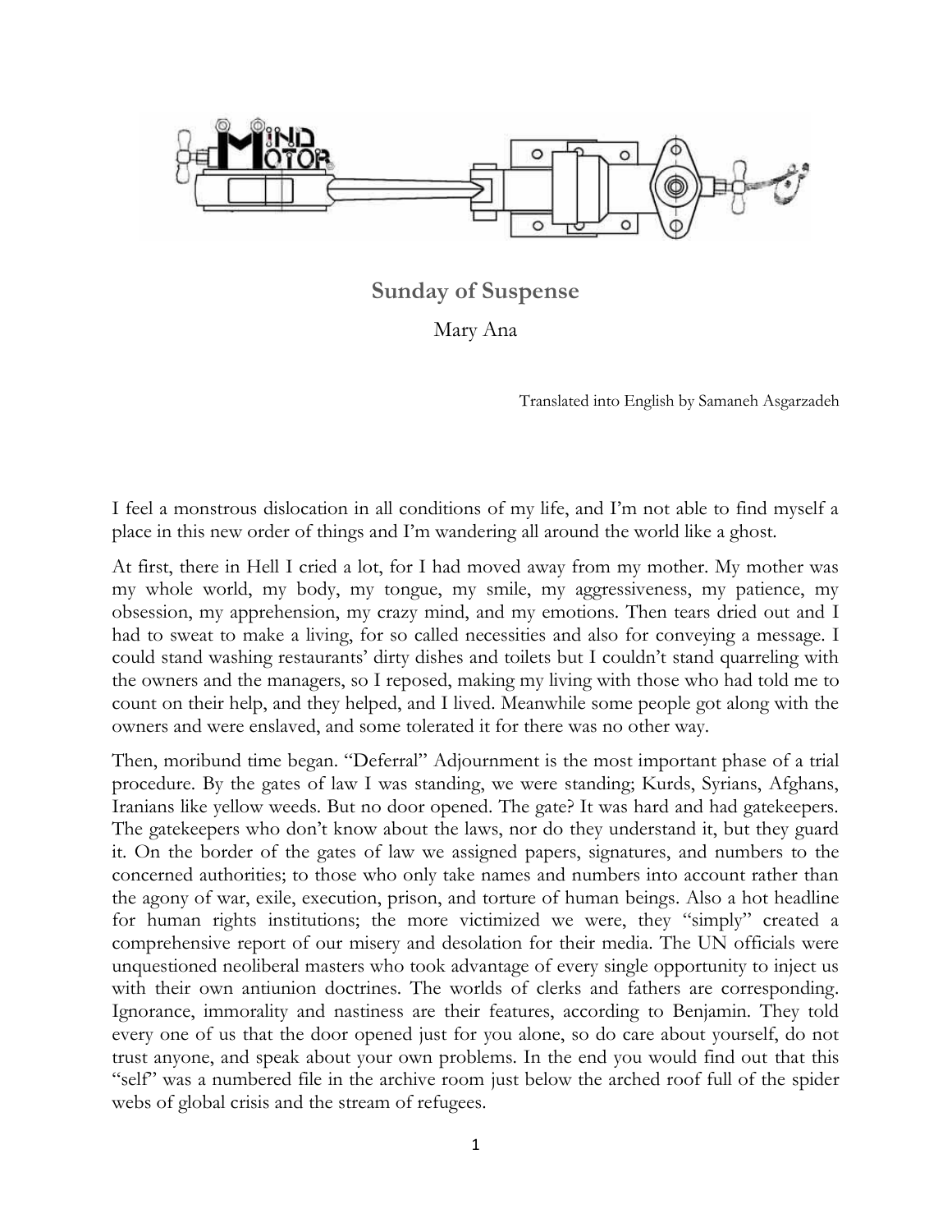## Sunday of Suspense

Mary Ana

Translated into English by Samaneh Asgarzadeh

I feel a monstrous dislocation in all conditions of my life, and I'm not able to find myself a place in this new order of things and I'm wandering all around the world like a ghost.

At first, there in Hell I cried a lot, for I had moved away from my mother. My mother was my whole world, my body, my tongue, my smile, my aggressiveness, my patience, my obsession, my apprehension, my crazy mind, and my emotions. Then tears dried out and I had to sweat to make a living, for so called necessities and also for conveying a message. I could stand washing restaurants' dirty dishes and toilets but I couldn't stand quarreling with the owners and the managers, so I reposed, making my living with those who had told me to count on their help, and they helped, and I lived. Meanwhile some people got along with the owners and were enslaved, and some tolerated it for there was no other way.

Then, moribund time began. "Deferral" Adjournment is the most important phase of a trial procedure. By the gates of law I was standing, we were standing; Kurds, Syrians, Afghans, Iranians like yellow weeds. But no door opened. The gate? It was hard and had gatekeepers. The gatekeepers who don't know about the laws, nor do they understand it, but they guard it. On the border of the gates of law we assigned papers, signatures, and numbers to the concerned authorities; to those who only take names and numbers into account rather than the agony of war, exile, execution, prison, and torture of human beings. Also a hot headline for human rights institutions; the more victimized we were, they "simply" created a comprehensive report of our misery and desolation for their media. The UN officials were unquestioned neoliberal masters who took advantage of every single opportunity to inject us with their own antiunion doctrines. The worlds of clerks and fathers are corresponding. Ignorance, immorality and nastiness are their features, according to Benjamin. They told every one of us that the door opened just for you alone, so do care about yourself, do not trust anyone, and speak about your own problems. In the end you would find out that this "self" was a numbered file in the archive room just below the arched roof full of the spider webs of global crisis and the stream of refugees.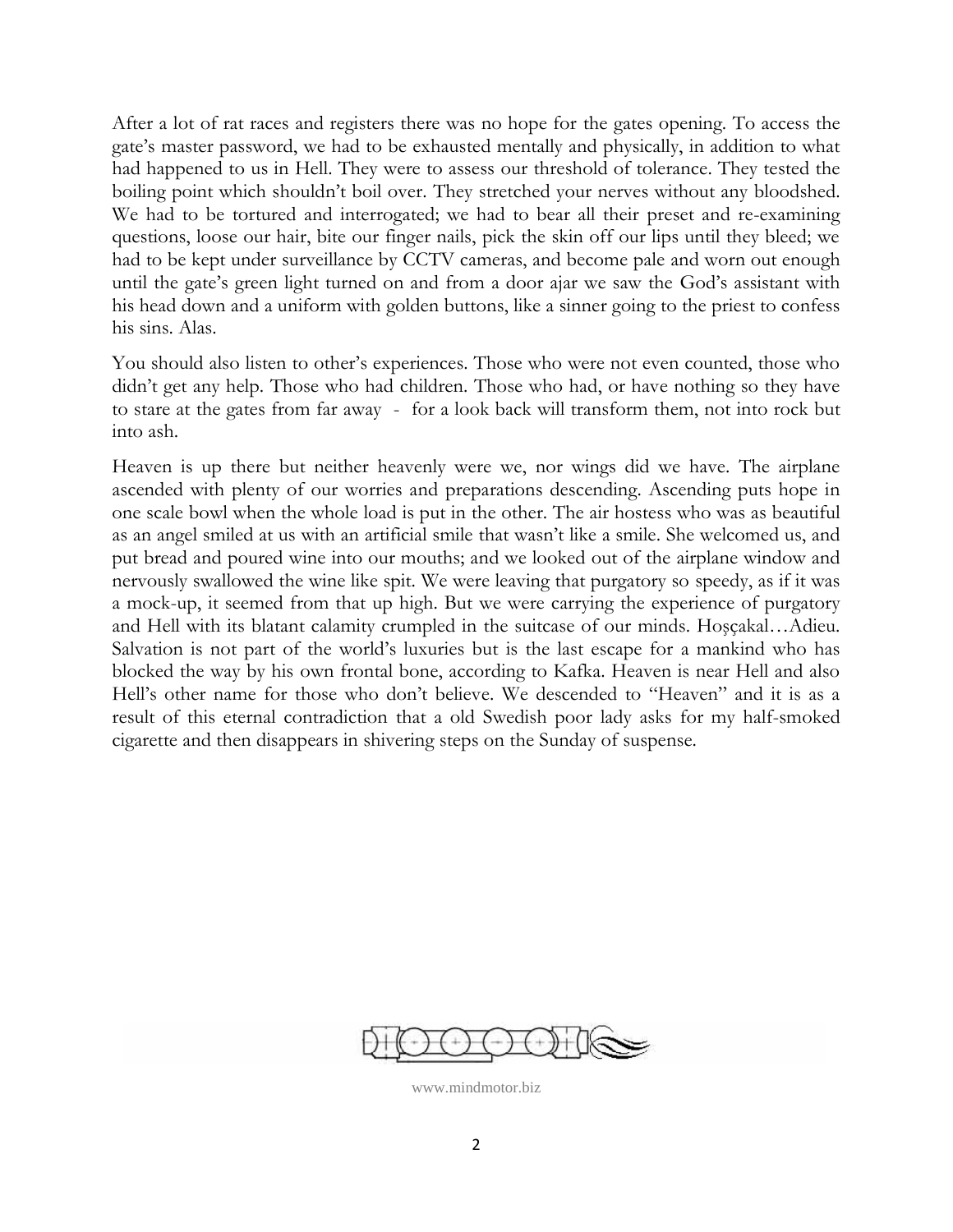After a lot of rat races and registers there was no hope for the gates opening. To access the gate's master password, we had to be exhausted mentally and physically, in addition to what had happened to us in Hell. They were to assess our threshold of tolerance. They tested the boiling point which shouldn't boil over. They stretched your nerves without any bloodshed. We had to be tortured and interrogated; we had to bear all their preset and re-examining questions, loose our hair, bite our finger nails, pick the skin off our lips until they bleed; we had to be kept under surveillance by CCTV cameras, and become pale and worn out enough until the gate's green light turned on and from a door ajar we saw the God's assistant with his head down and a uniform with golden buttons, like a sinner going to the priest to confess his sins. Alas.

You should also listen to other's experiences. Those who were not even counted, those who didn't get any help. Those who had children. Those who had, or have nothing so they have to stare at the gates from far away - for a look back will transform them, not into rock but into ash.

Heaven is up there but neither heavenly were we, nor wings did we have. The airplane ascended with plenty of our worries and preparations descending. Ascending puts hope in one scale bowl when the whole load is put in the other. The air hostess who was as beautiful as an angel smiled at us with an artificial smile that wasn't like a smile. She welcomed us, and put bread and poured wine into our mouths; and we looked out of the airplane window and nervously swallowed the wine like spit. We were leaving that purgatory so speedy, as if it was a mock-up, it seemed from that up high. But we were carrying the experience of purgatory and Hell with its blatant calamity crumpled in the suitcase of our minds. Hoşçakal…Adieu. Salvation is not part of the world's luxuries but is the last escape for a mankind who has blocked the way by his own frontal bone, according to Kafka. Heaven is near Hell and also Hell's other name for those who don't believe. We descended to "Heaven" and it is as a result of this eternal contradiction that a old Swedish poor lady asks for my half-smoked cigarette and then disappears in shivering steps on the Sunday of suspense.

www.mindmotor.biz